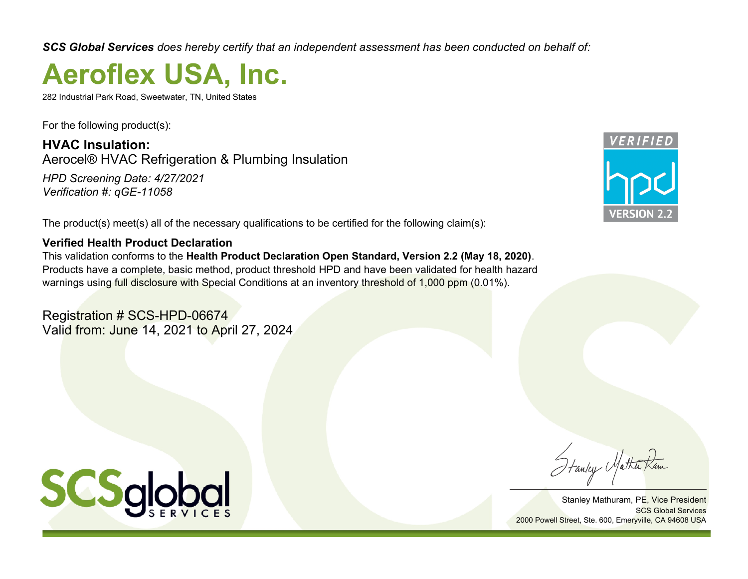***SCS Global Services** does hereby certify that an independent assessment has been conducted on behalf of:*

# Aeroflex USA, Inc.

282 Industrial Park Road, Sweetwater, TN, United States

For the following product(s):

**HVAC Insulation:**
Aerocel® HVAC Refrigeration & Plumbing Insulation

*HPD Screening Date: 4/27/2021*
*Verification #: qGE-11058*

VERIFIED hpd VERSION 2.2

The product(s) meet(s) all of the necessary qualifications to be certified for the following claim(s):

**Verified Health Product Declaration**
This validation conforms to the **Health Product Declaration Open Standard, Version 2.2 (May 18, 2020)**. Products have a complete, basic method, product threshold HPD and have been validated for health hazard warnings using full disclosure with Special Conditions at an inventory threshold of 1,000 ppm (0.01%).

Registration # SCS-HPD-06674
Valid from: June 14, 2021 to April 27, 2024

SCSglobal SERVICES

Stanley Mathuram, PE, Vice President
SCS Global Services
2000 Powell Street, Ste. 600, Emeryville, CA 94608 USA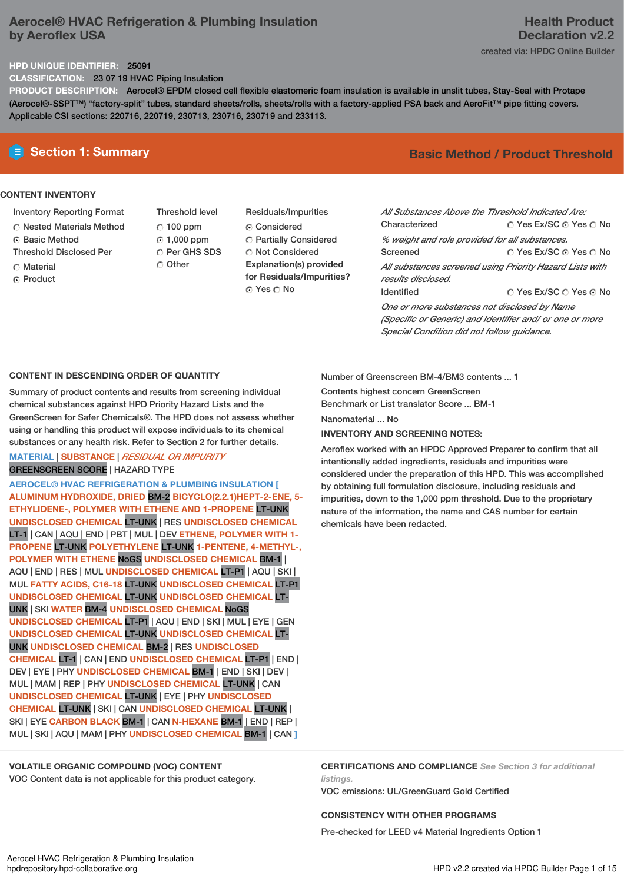# Aerocel® HVAC Refrigeration & Plumbing Insulation by Aeroflex USA

**Health Product Declaration v2.2**

created via: HPDC Online Builder

**HPD UNIQUE IDENTIFIER:** 25091

**CLASSIFICATION:** 23 07 19 HVAC Piping Insulation

**PRODUCT DESCRIPTION:** Aerocel® EPDM closed cell flexible elastomeric foam insulation is available in unslit tubes, Stay-Seal with Protape (Aerocel®-SSPT™) "factory-split" tubes, standard sheets/rolls, sheets/rolls with a factory-applied PSA back and AeroFit™ pipe fitting covers. Applicable CSI sections: 220716, 220719, 230713, 230716, 230719 and 233113.

## Section 1: Summary

**Basic Method / Product Threshold**

### CONTENT INVENTORY

Inventory Reporting Format
- ○ Nested Materials Method
- ◉ Basic Method

Threshold Disclosed Per
- ○ Material
- ◉ Product

Threshold level
- ○ 100 ppm
- ◉ 1,000 ppm
- ○ Per GHS SDS
- ○ Other

Residuals/Impurities
- ◉ Considered
- ○ Partially Considered
- ○ Not Considered

**Explanation(s) provided for Residuals/Impurities?**
- ◉ Yes ○ No

*All Substances Above the Threshold Indicated Are:*

Characterized ○ Yes Ex/SC ◉ Yes ○ No

*% weight and role provided for all substances.*

Screened ○ Yes Ex/SC ◉ Yes ○ No

*All substances screened using Priority Hazard Lists with results disclosed.*

Identified ○ Yes Ex/SC ○ Yes ◉ No

*One or more substances not disclosed by Name (Specific or Generic) and Identifier and/ or one or more Special Condition did not follow guidance.*

### CONTENT IN DESCENDING ORDER OF QUANTITY

Summary of product contents and results from screening individual chemical substances against HPD Priority Hazard Lists and the GreenScreen for Safer Chemicals®. The HPD does not assess whether using or handling this product will expose individuals to its chemical substances or any health risk. Refer to Section 2 for further details.

MATERIAL | SUBSTANCE | *RESIDUAL OR IMPURITY*
GREENSCREEN SCORE | HAZARD TYPE

**AEROCEL® HVAC REFRIGERATION & PLUMBING INSULATION [** ALUMINUM HYDROXIDE, DRIED BM-2 BICYCLO(2.2.1)HEPT-2-ENE, 5-ETHYLIDENE-, POLYMER WITH ETHENE AND 1-PROPENE LT-UNK UNDISCLOSED CHEMICAL LT-UNK | RES UNDISCLOSED CHEMICAL LT-1 | CAN | AQU | END | PBT | MUL | DEV ETHENE, POLYMER WITH 1-PROPENE LT-UNK POLYETHYLENE LT-UNK 1-PENTENE, 4-METHYL-, POLYMER WITH ETHENE NoGS UNDISCLOSED CHEMICAL BM-1 | AQU | END | RES | MUL UNDISCLOSED CHEMICAL LT-P1 | AQU | SKI | MUL FATTY ACIDS, C16-18 LT-UNK UNDISCLOSED CHEMICAL LT-P1 UNDISCLOSED CHEMICAL LT-UNK UNDISCLOSED CHEMICAL LT-UNK | SKI WATER BM-4 UNDISCLOSED CHEMICAL NoGS UNDISCLOSED CHEMICAL LT-P1 | AQU | END | SKI | MUL | EYE | GEN UNDISCLOSED CHEMICAL LT-UNK UNDISCLOSED CHEMICAL LT-UNK UNDISCLOSED CHEMICAL BM-2 | RES UNDISCLOSED CHEMICAL LT-1 | CAN | END UNDISCLOSED CHEMICAL LT-P1 | END | DEV | EYE | PHY UNDISCLOSED CHEMICAL BM-1 | END | SKI | DEV | MUL | MAM | REP | PHY UNDISCLOSED CHEMICAL LT-UNK | CAN UNDISCLOSED CHEMICAL LT-UNK | EYE | PHY UNDISCLOSED CHEMICAL LT-UNK | SKI | CAN UNDISCLOSED CHEMICAL LT-UNK | SKI | EYE CARBON BLACK BM-1 | CAN N-HEXANE BM-1 | END | REP | MUL | SKI | AQU | MAM | PHY UNDISCLOSED CHEMICAL BM-1 | CAN **]**

Number of Greenscreen BM-4/BM3 contents ... 1

Contents highest concern GreenScreen Benchmark or List translator Score ... BM-1

Nanomaterial ... No

**INVENTORY AND SCREENING NOTES:**

Aeroflex worked with an HPDC Approved Preparer to confirm that all intentionally added ingredients, residuals and impurities were considered under the preparation of this HPD. This was accomplished by obtaining full formulation disclosure, including residuals and impurities, down to the 1,000 ppm threshold. Due to the proprietary nature of the information, the name and CAS number for certain chemicals have been redacted.

### VOLATILE ORGANIC COMPOUND (VOC) CONTENT

VOC Content data is not applicable for this product category.

### CERTIFICATIONS AND COMPLIANCE *See Section 3 for additional listings.*

VOC emissions: UL/GreenGuard Gold Certified

### CONSISTENCY WITH OTHER PROGRAMS

Pre-checked for LEED v4 Material Ingredients Option 1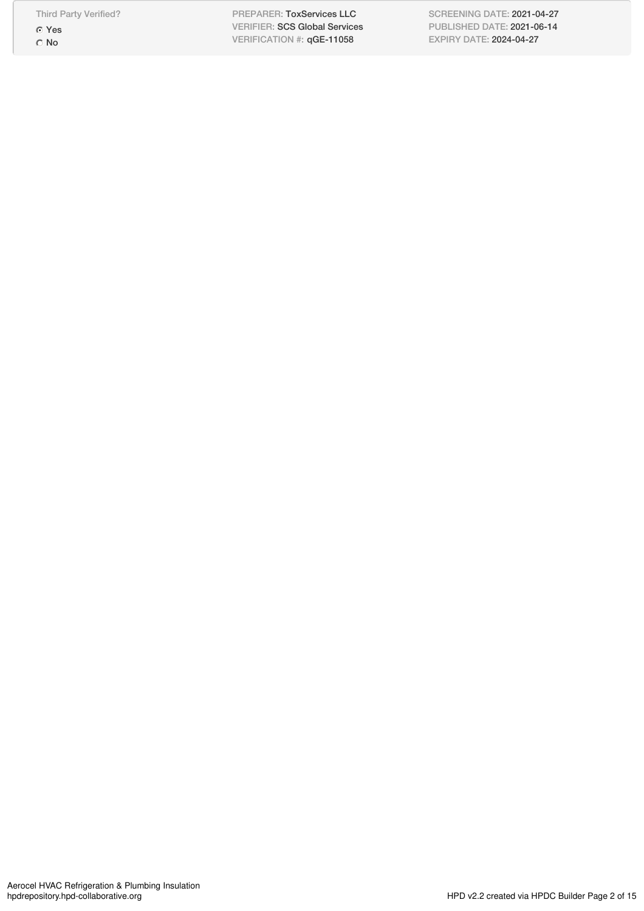| Third Party Verified? | PREPARER: ToxServices LLC | SCREENING DATE: 2021-04-27 |
| --- | --- | --- |
| ◉ Yes | VERIFIER: SCS Global Services | PUBLISHED DATE: 2021-06-14 |
| ○ No | VERIFICATION #: qGE-11058 | EXPIRY DATE: 2024-04-27 |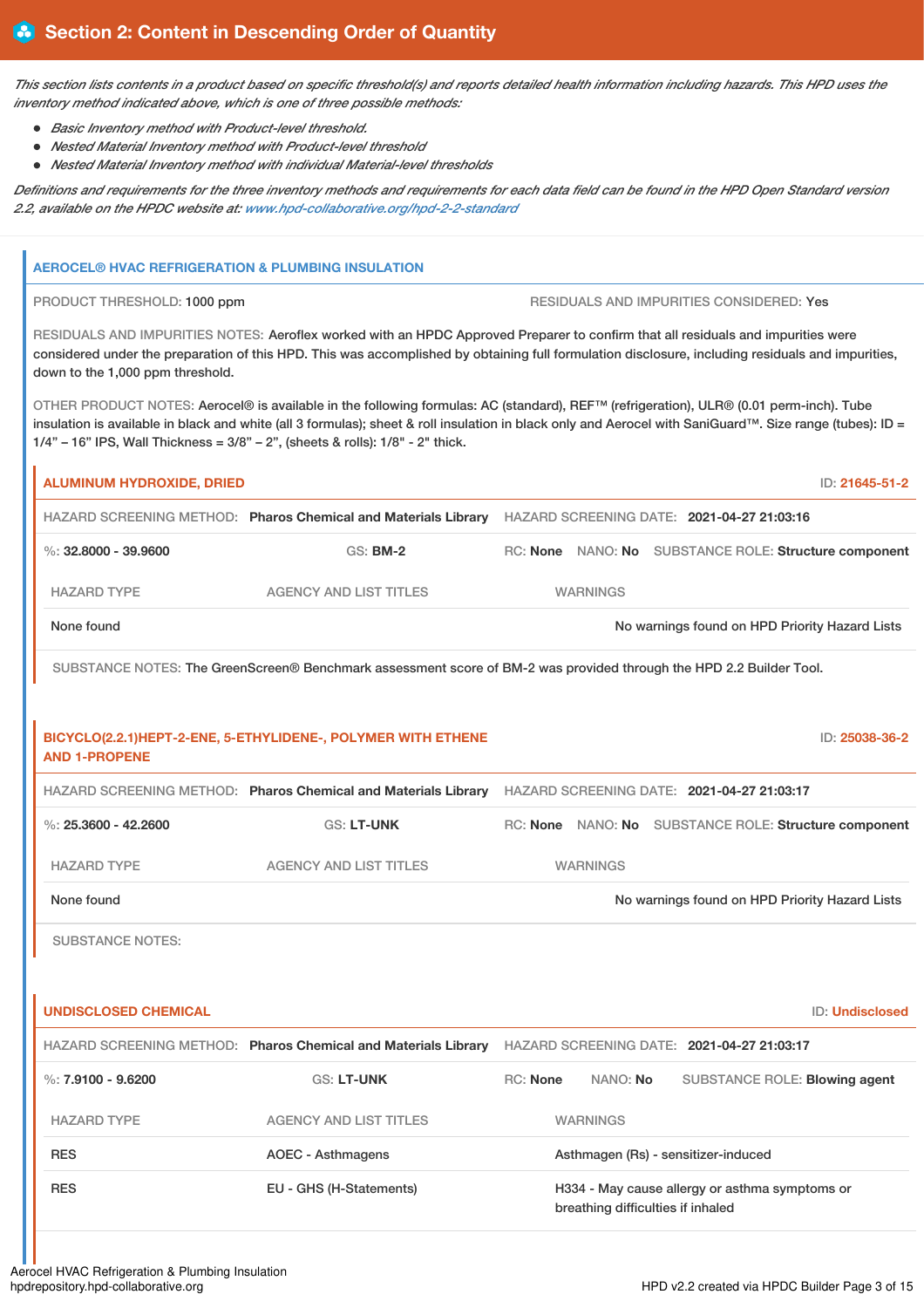## Section 2: Content in Descending Order of Quantity

*This section lists contents in a product based on specific threshold(s) and reports detailed health information including hazards. This HPD uses the inventory method indicated above, which is one of three possible methods:*

- *Basic Inventory method with Product-level threshold.*
- *Nested Material Inventory method with Product-level threshold*
- *Nested Material Inventory method with individual Material-level thresholds*

*Definitions and requirements for the three inventory methods and requirements for each data field can be found in the HPD Open Standard version 2.2, available on the HPDC website at: www.hpd-collaborative.org/hpd-2-2-standard*

### AEROCEL® HVAC REFRIGERATION & PLUMBING INSULATION

PRODUCT THRESHOLD: 1000 ppm

RESIDUALS AND IMPURITIES CONSIDERED: Yes

RESIDUALS AND IMPURITIES NOTES: Aeroflex worked with an HPDC Approved Preparer to confirm that all residuals and impurities were considered under the preparation of this HPD. This was accomplished by obtaining full formulation disclosure, including residuals and impurities, down to the 1,000 ppm threshold.

OTHER PRODUCT NOTES: Aerocel® is available in the following formulas: AC (standard), REF™ (refrigeration), ULR® (0.01 perm-inch). Tube insulation is available in black and white (all 3 formulas); sheet & roll insulation in black only and Aerocel with SaniGuard™. Size range (tubes): ID = 1/4" – 16" IPS, Wall Thickness = 3/8" – 2", (sheets & rolls): 1/8" - 2" thick.

#### ALUMINUM HYDROXIDE, DRIED

ID: 21645-51-2

HAZARD SCREENING METHOD: **Pharos Chemical and Materials Library** HAZARD SCREENING DATE: **2021-04-27 21:03:16**

%: **32.8000 - 39.9600** GS: **BM-2** RC: **None** NANO: **No** SUBSTANCE ROLE: **Structure component**

| HAZARD TYPE | AGENCY AND LIST TITLES | WARNINGS |
|---|---|---|
| None found | | No warnings found on HPD Priority Hazard Lists |

SUBSTANCE NOTES: The GreenScreen® Benchmark assessment score of BM-2 was provided through the HPD 2.2 Builder Tool.

#### BICYCLO(2.2.1)HEPT-2-ENE, 5-ETHYLIDENE-, POLYMER WITH ETHENE AND 1-PROPENE

ID: 25038-36-2

HAZARD SCREENING METHOD: **Pharos Chemical and Materials Library** HAZARD SCREENING DATE: **2021-04-27 21:03:17**

%: **25.3600 - 42.2600** GS: **LT-UNK** RC: **None** NANO: **No** SUBSTANCE ROLE: **Structure component**

| HAZARD TYPE | AGENCY AND LIST TITLES | WARNINGS |
|---|---|---|
| None found | | No warnings found on HPD Priority Hazard Lists |

SUBSTANCE NOTES:

#### UNDISCLOSED CHEMICAL

ID: Undisclosed

HAZARD SCREENING METHOD: **Pharos Chemical and Materials Library** HAZARD SCREENING DATE: **2021-04-27 21:03:17**

%: **7.9100 - 9.6200** GS: **LT-UNK** RC: **None** NANO: **No** SUBSTANCE ROLE: **Blowing agent**

| HAZARD TYPE | AGENCY AND LIST TITLES | WARNINGS |
|---|---|---|
| RES | AOEC - Asthmagens | Asthmagen (Rs) - sensitizer-induced |
| RES | EU - GHS (H-Statements) | H334 - May cause allergy or asthma symptoms or breathing difficulties if inhaled |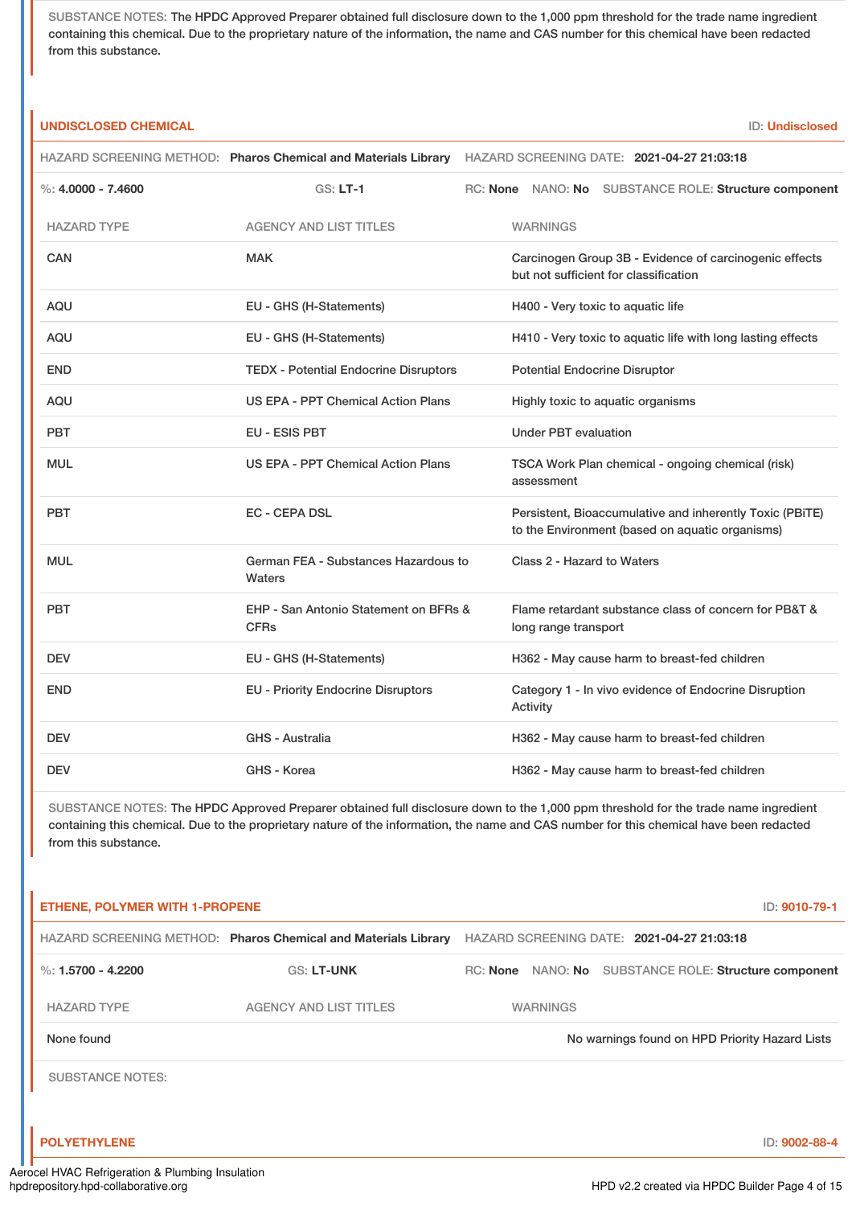SUBSTANCE NOTES: The HPDC Approved Preparer obtained full disclosure down to the 1,000 ppm threshold for the trade name ingredient containing this chemical. Due to the proprietary nature of the information, the name and CAS number for this chemical have been redacted from this substance.

### UNDISCLOSED CHEMICAL

ID: **Undisclosed**

HAZARD SCREENING METHOD: **Pharos Chemical and Materials Library** HAZARD SCREENING DATE: **2021-04-27 21:03:18**

%: **4.0000 - 7.4600** GS: **LT-1** RC: **None** NANO: **No** SUBSTANCE ROLE: **Structure component**

| HAZARD TYPE | AGENCY AND LIST TITLES | WARNINGS |
|---|---|---|
| CAN | MAK | Carcinogen Group 3B - Evidence of carcinogenic effects but not sufficient for classification |
| AQU | EU - GHS (H-Statements) | H400 - Very toxic to aquatic life |
| AQU | EU - GHS (H-Statements) | H410 - Very toxic to aquatic life with long lasting effects |
| END | TEDX - Potential Endocrine Disruptors | Potential Endocrine Disruptor |
| AQU | US EPA - PPT Chemical Action Plans | Highly toxic to aquatic organisms |
| PBT | EU - ESIS PBT | Under PBT evaluation |
| MUL | US EPA - PPT Chemical Action Plans | TSCA Work Plan chemical - ongoing chemical (risk) assessment |
| PBT | EC - CEPA DSL | Persistent, Bioaccumulative and inherently Toxic (PBiTE) to the Environment (based on aquatic organisms) |
| MUL | German FEA - Substances Hazardous to Waters | Class 2 - Hazard to Waters |
| PBT | EHP - San Antonio Statement on BFRs & CFRs | Flame retardant substance class of concern for PB&T & long range transport |
| DEV | EU - GHS (H-Statements) | H362 - May cause harm to breast-fed children |
| END | EU - Priority Endocrine Disruptors | Category 1 - In vivo evidence of Endocrine Disruption Activity |
| DEV | GHS - Australia | H362 - May cause harm to breast-fed children |
| DEV | GHS - Korea | H362 - May cause harm to breast-fed children |

SUBSTANCE NOTES: The HPDC Approved Preparer obtained full disclosure down to the 1,000 ppm threshold for the trade name ingredient containing this chemical. Due to the proprietary nature of the information, the name and CAS number for this chemical have been redacted from this substance.

### ETHENE, POLYMER WITH 1-PROPENE

ID: **9010-79-1**

HAZARD SCREENING METHOD: **Pharos Chemical and Materials Library** HAZARD SCREENING DATE: **2021-04-27 21:03:18**

%: **1.5700 - 4.2200** GS: **LT-UNK** RC: **None** NANO: **No** SUBSTANCE ROLE: **Structure component**

| HAZARD TYPE | AGENCY AND LIST TITLES | WARNINGS |
|---|---|---|
| None found | | No warnings found on HPD Priority Hazard Lists |

SUBSTANCE NOTES:

### POLYETHYLENE

ID: **9002-88-4**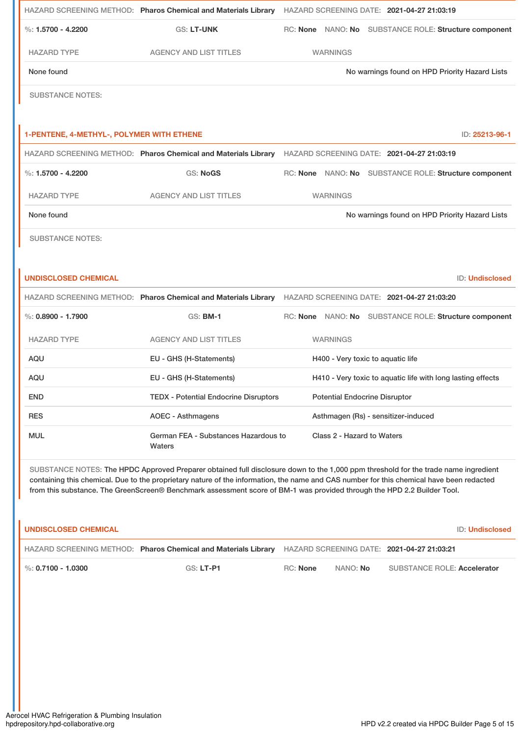| HAZARD SCREENING METHOD: **Pharos Chemical and Materials Library** | | HAZARD SCREENING DATE: **2021-04-27 21:03:19** |
|---|---|---|
| %: **1.5700 - 4.2200** | GS: **LT-UNK** | RC: **None** NANO: **No** SUBSTANCE ROLE: **Structure component** |

| HAZARD TYPE | AGENCY AND LIST TITLES | WARNINGS |
|---|---|---|
| None found | | No warnings found on HPD Priority Hazard Lists |

SUBSTANCE NOTES:

## 1-PENTENE, 4-METHYL-, POLYMER WITH ETHENE

ID: **25213-96-1**

| HAZARD SCREENING METHOD: **Pharos Chemical and Materials Library** | | HAZARD SCREENING DATE: **2021-04-27 21:03:19** |
|---|---|---|
| %: **1.5700 - 4.2200** | GS: **NoGS** | RC: **None** NANO: **No** SUBSTANCE ROLE: **Structure component** |

| HAZARD TYPE | AGENCY AND LIST TITLES | WARNINGS |
|---|---|---|
| None found | | No warnings found on HPD Priority Hazard Lists |

SUBSTANCE NOTES:

## UNDISCLOSED CHEMICAL

ID: **Undisclosed**

| HAZARD SCREENING METHOD: **Pharos Chemical and Materials Library** | | HAZARD SCREENING DATE: **2021-04-27 21:03:20** |
|---|---|---|
| %: **0.8900 - 1.7900** | GS: **BM-1** | RC: **None** NANO: **No** SUBSTANCE ROLE: **Structure component** |

| HAZARD TYPE | AGENCY AND LIST TITLES | WARNINGS |
|---|---|---|
| AQU | EU - GHS (H-Statements) | H400 - Very toxic to aquatic life |
| AQU | EU - GHS (H-Statements) | H410 - Very toxic to aquatic life with long lasting effects |
| END | TEDX - Potential Endocrine Disruptors | Potential Endocrine Disruptor |
| RES | AOEC - Asthmagens | Asthmagen (Rs) - sensitizer-induced |
| MUL | German FEA - Substances Hazardous to Waters | Class 2 - Hazard to Waters |

SUBSTANCE NOTES: The HPDC Approved Preparer obtained full disclosure down to the 1,000 ppm threshold for the trade name ingredient containing this chemical. Due to the proprietary nature of the information, the name and CAS number for this chemical have been redacted from this substance. The GreenScreen® Benchmark assessment score of BM-1 was provided through the HPD 2.2 Builder Tool.

## UNDISCLOSED CHEMICAL

ID: **Undisclosed**

| HAZARD SCREENING METHOD: **Pharos Chemical and Materials Library** | | HAZARD SCREENING DATE: **2021-04-27 21:03:21** |
|---|---|---|
| %: **0.7100 - 1.0300** | GS: **LT-P1** | RC: **None** NANO: **No** SUBSTANCE ROLE: **Accelerator** |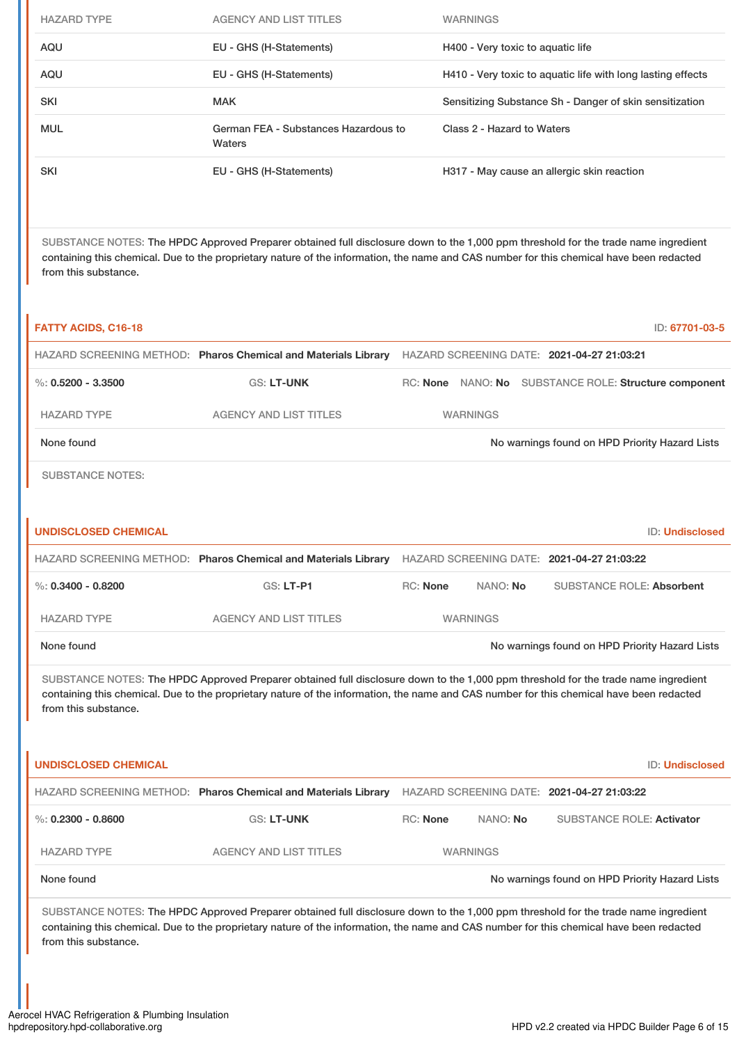| HAZARD TYPE | AGENCY AND LIST TITLES | WARNINGS |
| --- | --- | --- |
| AQU | EU - GHS (H-Statements) | H400 - Very toxic to aquatic life |
| AQU | EU - GHS (H-Statements) | H410 - Very toxic to aquatic life with long lasting effects |
| SKI | MAK | Sensitizing Substance Sh - Danger of skin sensitization |
| MUL | German FEA - Substances Hazardous to Waters | Class 2 - Hazard to Waters |
| SKI | EU - GHS (H-Statements) | H317 - May cause an allergic skin reaction |

SUBSTANCE NOTES: The HPDC Approved Preparer obtained full disclosure down to the 1,000 ppm threshold for the trade name ingredient containing this chemical. Due to the proprietary nature of the information, the name and CAS number for this chemical have been redacted from this substance.

### FATTY ACIDS, C16-18

ID: 67701-03-5

HAZARD SCREENING METHOD: **Pharos Chemical and Materials Library** HAZARD SCREENING DATE: **2021-04-27 21:03:21**

%: **0.5200 - 3.3500** GS: **LT-UNK** RC: **None** NANO: **No** SUBSTANCE ROLE: **Structure component**

| HAZARD TYPE | AGENCY AND LIST TITLES | WARNINGS |
| --- | --- | --- |
| None found | | No warnings found on HPD Priority Hazard Lists |

SUBSTANCE NOTES:

### UNDISCLOSED CHEMICAL

ID: Undisclosed

HAZARD SCREENING METHOD: **Pharos Chemical and Materials Library** HAZARD SCREENING DATE: **2021-04-27 21:03:22**

%: **0.3400 - 0.8200** GS: **LT-P1** RC: **None** NANO: **No** SUBSTANCE ROLE: **Absorbent**

| HAZARD TYPE | AGENCY AND LIST TITLES | WARNINGS |
| --- | --- | --- |
| None found | | No warnings found on HPD Priority Hazard Lists |

SUBSTANCE NOTES: The HPDC Approved Preparer obtained full disclosure down to the 1,000 ppm threshold for the trade name ingredient containing this chemical. Due to the proprietary nature of the information, the name and CAS number for this chemical have been redacted from this substance.

### UNDISCLOSED CHEMICAL

ID: Undisclosed

HAZARD SCREENING METHOD: **Pharos Chemical and Materials Library** HAZARD SCREENING DATE: **2021-04-27 21:03:22**

%: **0.2300 - 0.8600** GS: **LT-UNK** RC: **None** NANO: **No** SUBSTANCE ROLE: **Activator**

| HAZARD TYPE | AGENCY AND LIST TITLES | WARNINGS |
| --- | --- | --- |
| None found | | No warnings found on HPD Priority Hazard Lists |

SUBSTANCE NOTES: The HPDC Approved Preparer obtained full disclosure down to the 1,000 ppm threshold for the trade name ingredient containing this chemical. Due to the proprietary nature of the information, the name and CAS number for this chemical have been redacted from this substance.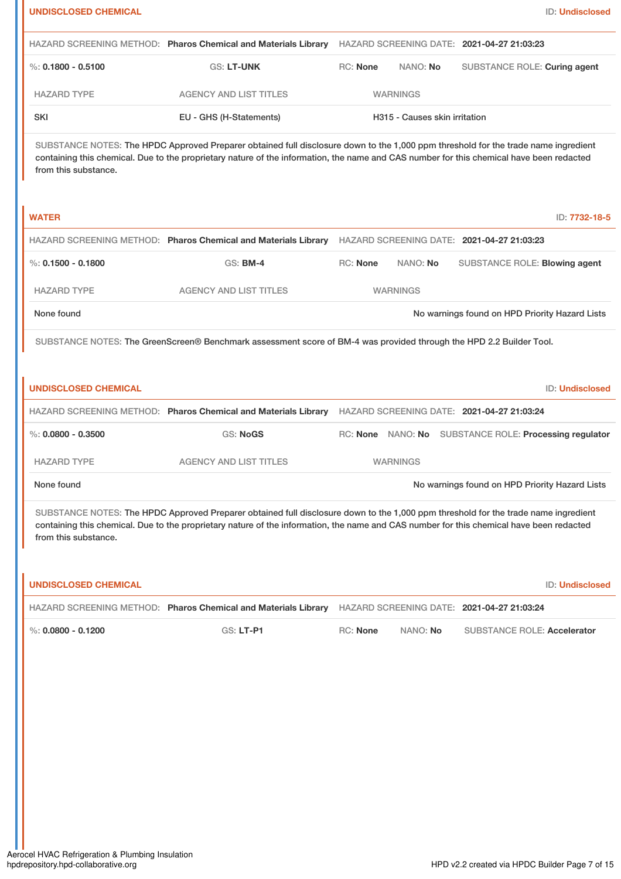**UNDISCLOSED CHEMICAL** ID: **Undisclosed**

HAZARD SCREENING METHOD: **Pharos Chemical and Materials Library** HAZARD SCREENING DATE: **2021-04-27 21:03:23**

%: **0.1800 - 0.5100** GS: **LT-UNK** RC: **None** NANO: **No** SUBSTANCE ROLE: **Curing agent**

| HAZARD TYPE | AGENCY AND LIST TITLES | WARNINGS |
| --- | --- | --- |
| SKI | EU - GHS (H-Statements) | H315 - Causes skin irritation |

SUBSTANCE NOTES: The HPDC Approved Preparer obtained full disclosure down to the 1,000 ppm threshold for the trade name ingredient containing this chemical. Due to the proprietary nature of the information, the name and CAS number for this chemical have been redacted from this substance.

**WATER** ID: **7732-18-5**

HAZARD SCREENING METHOD: **Pharos Chemical and Materials Library** HAZARD SCREENING DATE: **2021-04-27 21:03:23**

%: **0.1500 - 0.1800** GS: **BM-4** RC: **None** NANO: **No** SUBSTANCE ROLE: **Blowing agent**

| HAZARD TYPE | AGENCY AND LIST TITLES | WARNINGS |
| --- | --- | --- |
| None found | | No warnings found on HPD Priority Hazard Lists |

SUBSTANCE NOTES: The GreenScreen® Benchmark assessment score of BM-4 was provided through the HPD 2.2 Builder Tool.

**UNDISCLOSED CHEMICAL** ID: **Undisclosed**

HAZARD SCREENING METHOD: **Pharos Chemical and Materials Library** HAZARD SCREENING DATE: **2021-04-27 21:03:24**

%: **0.0800 - 0.3500** GS: **NoGS** RC: **None** NANO: **No** SUBSTANCE ROLE: **Processing regulator**

| HAZARD TYPE | AGENCY AND LIST TITLES | WARNINGS |
| --- | --- | --- |
| None found | | No warnings found on HPD Priority Hazard Lists |

SUBSTANCE NOTES: The HPDC Approved Preparer obtained full disclosure down to the 1,000 ppm threshold for the trade name ingredient containing this chemical. Due to the proprietary nature of the information, the name and CAS number for this chemical have been redacted from this substance.

**UNDISCLOSED CHEMICAL** ID: **Undisclosed**

HAZARD SCREENING METHOD: **Pharos Chemical and Materials Library** HAZARD SCREENING DATE: **2021-04-27 21:03:24**

%: **0.0800 - 0.1200** GS: **LT-P1** RC: **None** NANO: **No** SUBSTANCE ROLE: **Accelerator**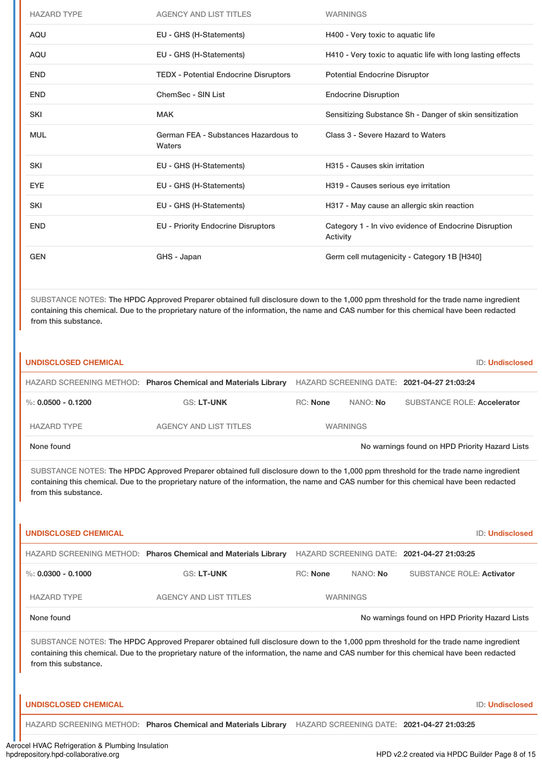| HAZARD TYPE | AGENCY AND LIST TITLES | WARNINGS |
|---|---|---|
| AQU | EU - GHS (H-Statements) | H400 - Very toxic to aquatic life |
| AQU | EU - GHS (H-Statements) | H410 - Very toxic to aquatic life with long lasting effects |
| END | TEDX - Potential Endocrine Disruptors | Potential Endocrine Disruptor |
| END | ChemSec - SIN List | Endocrine Disruption |
| SKI | MAK | Sensitizing Substance Sh - Danger of skin sensitization |
| MUL | German FEA - Substances Hazardous to Waters | Class 3 - Severe Hazard to Waters |
| SKI | EU - GHS (H-Statements) | H315 - Causes skin irritation |
| EYE | EU - GHS (H-Statements) | H319 - Causes serious eye irritation |
| SKI | EU - GHS (H-Statements) | H317 - May cause an allergic skin reaction |
| END | EU - Priority Endocrine Disruptors | Category 1 - In vivo evidence of Endocrine Disruption Activity |
| GEN | GHS - Japan | Germ cell mutagenicity - Category 1B [H340] |

SUBSTANCE NOTES: The HPDC Approved Preparer obtained full disclosure down to the 1,000 ppm threshold for the trade name ingredient containing this chemical. Due to the proprietary nature of the information, the name and CAS number for this chemical have been redacted from this substance.

**UNDISCLOSED CHEMICAL** — ID: **Undisclosed**

HAZARD SCREENING METHOD: **Pharos Chemical and Materials Library** HAZARD SCREENING DATE: **2021-04-27 21:03:24**

%: **0.0500 - 0.1200** GS: **LT-UNK** RC: **None** NANO: **No** SUBSTANCE ROLE: **Accelerator**

| HAZARD TYPE | AGENCY AND LIST TITLES | WARNINGS |
|---|---|---|
| None found | | No warnings found on HPD Priority Hazard Lists |

SUBSTANCE NOTES: The HPDC Approved Preparer obtained full disclosure down to the 1,000 ppm threshold for the trade name ingredient containing this chemical. Due to the proprietary nature of the information, the name and CAS number for this chemical have been redacted from this substance.

**UNDISCLOSED CHEMICAL** — ID: **Undisclosed**

HAZARD SCREENING METHOD: **Pharos Chemical and Materials Library** HAZARD SCREENING DATE: **2021-04-27 21:03:25**

%: **0.0300 - 0.1000** GS: **LT-UNK** RC: **None** NANO: **No** SUBSTANCE ROLE: **Activator**

| HAZARD TYPE | AGENCY AND LIST TITLES | WARNINGS |
|---|---|---|
| None found | | No warnings found on HPD Priority Hazard Lists |

SUBSTANCE NOTES: The HPDC Approved Preparer obtained full disclosure down to the 1,000 ppm threshold for the trade name ingredient containing this chemical. Due to the proprietary nature of the information, the name and CAS number for this chemical have been redacted from this substance.

**UNDISCLOSED CHEMICAL** — ID: **Undisclosed**

HAZARD SCREENING METHOD: **Pharos Chemical and Materials Library** HAZARD SCREENING DATE: **2021-04-27 21:03:25**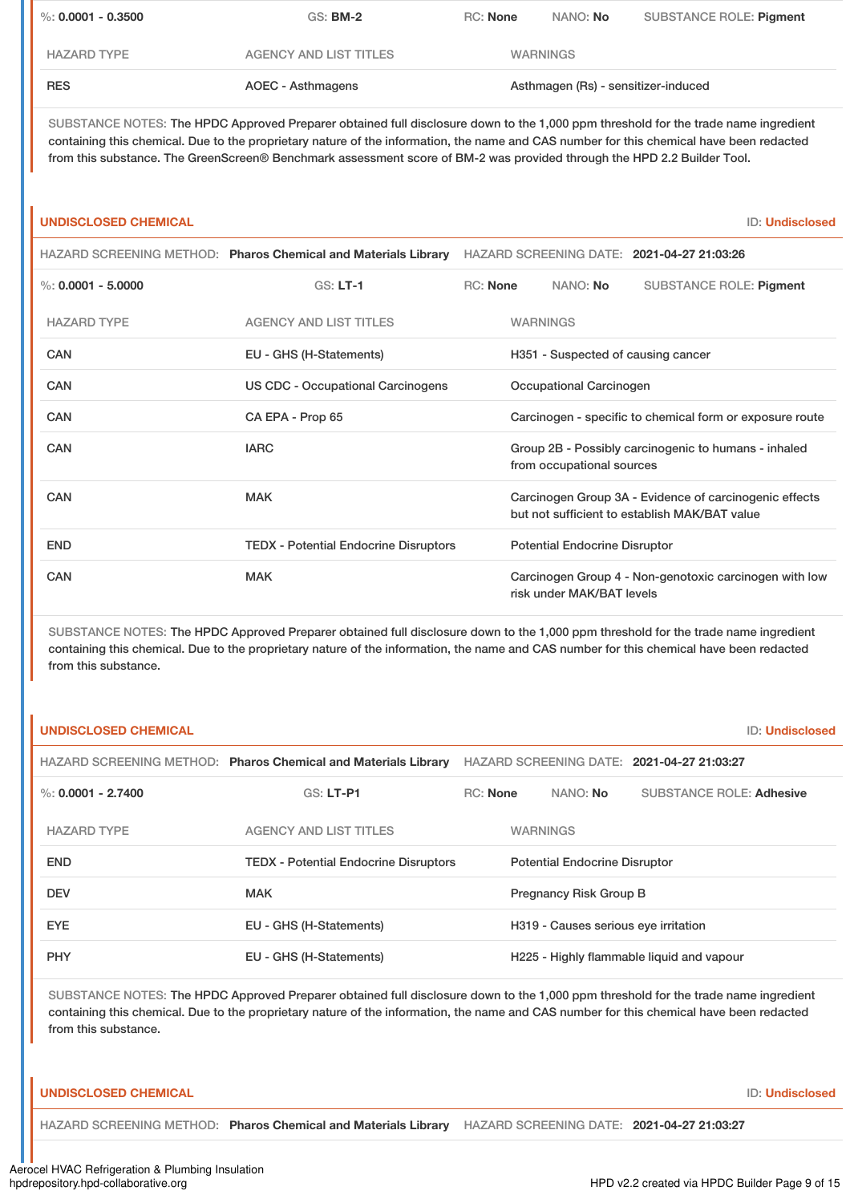%: **0.0001 - 0.3500** GS: **BM-2** RC: **None** NANO: **No** SUBSTANCE ROLE: **Pigment**

| HAZARD TYPE | AGENCY AND LIST TITLES | WARNINGS |
|---|---|---|
| RES | AOEC - Asthmagens | Asthmagen (Rs) - sensitizer-induced |

SUBSTANCE NOTES: The HPDC Approved Preparer obtained full disclosure down to the 1,000 ppm threshold for the trade name ingredient containing this chemical. Due to the proprietary nature of the information, the name and CAS number for this chemical have been redacted from this substance. The GreenScreen® Benchmark assessment score of BM-2 was provided through the HPD 2.2 Builder Tool.

## UNDISCLOSED CHEMICAL

ID: **Undisclosed**

HAZARD SCREENING METHOD: **Pharos Chemical and Materials Library** HAZARD SCREENING DATE: **2021-04-27 21:03:26**

%: **0.0001 - 5.0000** GS: **LT-1** RC: **None** NANO: **No** SUBSTANCE ROLE: **Pigment**

| HAZARD TYPE | AGENCY AND LIST TITLES | WARNINGS |
|---|---|---|
| CAN | EU - GHS (H-Statements) | H351 - Suspected of causing cancer |
| CAN | US CDC - Occupational Carcinogens | Occupational Carcinogen |
| CAN | CA EPA - Prop 65 | Carcinogen - specific to chemical form or exposure route |
| CAN | IARC | Group 2B - Possibly carcinogenic to humans - inhaled from occupational sources |
| CAN | MAK | Carcinogen Group 3A - Evidence of carcinogenic effects but not sufficient to establish MAK/BAT value |
| END | TEDX - Potential Endocrine Disruptors | Potential Endocrine Disruptor |
| CAN | MAK | Carcinogen Group 4 - Non-genotoxic carcinogen with low risk under MAK/BAT levels |

SUBSTANCE NOTES: The HPDC Approved Preparer obtained full disclosure down to the 1,000 ppm threshold for the trade name ingredient containing this chemical. Due to the proprietary nature of the information, the name and CAS number for this chemical have been redacted from this substance.

## UNDISCLOSED CHEMICAL

ID: **Undisclosed**

HAZARD SCREENING METHOD: **Pharos Chemical and Materials Library** HAZARD SCREENING DATE: **2021-04-27 21:03:27**

%: **0.0001 - 2.7400** GS: **LT-P1** RC: **None** NANO: **No** SUBSTANCE ROLE: **Adhesive**

| HAZARD TYPE | AGENCY AND LIST TITLES | WARNINGS |
|---|---|---|
| END | TEDX - Potential Endocrine Disruptors | Potential Endocrine Disruptor |
| DEV | MAK | Pregnancy Risk Group B |
| EYE | EU - GHS (H-Statements) | H319 - Causes serious eye irritation |
| PHY | EU - GHS (H-Statements) | H225 - Highly flammable liquid and vapour |

SUBSTANCE NOTES: The HPDC Approved Preparer obtained full disclosure down to the 1,000 ppm threshold for the trade name ingredient containing this chemical. Due to the proprietary nature of the information, the name and CAS number for this chemical have been redacted from this substance.

## UNDISCLOSED CHEMICAL

ID: **Undisclosed**

HAZARD SCREENING METHOD: **Pharos Chemical and Materials Library** HAZARD SCREENING DATE: **2021-04-27 21:03:27**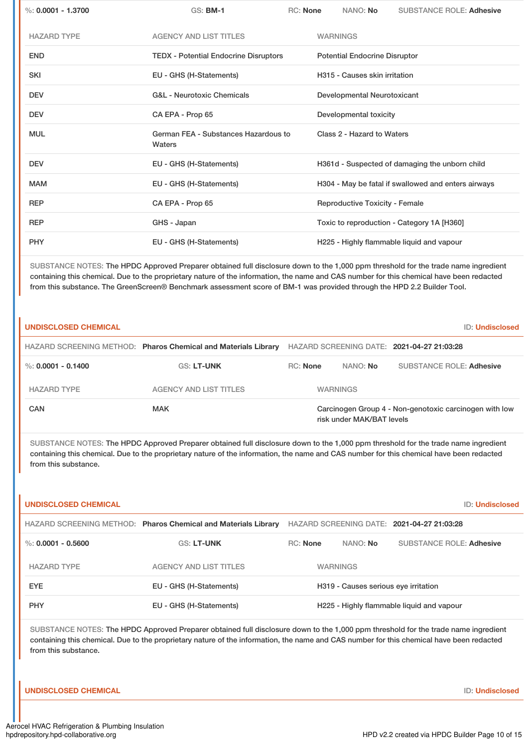%: **0.0001 - 1.3700** GS: **BM-1** RC: **None** NANO: **No** SUBSTANCE ROLE: **Adhesive**

| HAZARD TYPE | AGENCY AND LIST TITLES | WARNINGS |
|---|---|---|
| END | TEDX - Potential Endocrine Disruptors | Potential Endocrine Disruptor |
| SKI | EU - GHS (H-Statements) | H315 - Causes skin irritation |
| DEV | G&L - Neurotoxic Chemicals | Developmental Neurotoxicant |
| DEV | CA EPA - Prop 65 | Developmental toxicity |
| MUL | German FEA - Substances Hazardous to Waters | Class 2 - Hazard to Waters |
| DEV | EU - GHS (H-Statements) | H361d - Suspected of damaging the unborn child |
| MAM | EU - GHS (H-Statements) | H304 - May be fatal if swallowed and enters airways |
| REP | CA EPA - Prop 65 | Reproductive Toxicity - Female |
| REP | GHS - Japan | Toxic to reproduction - Category 1A [H360] |
| PHY | EU - GHS (H-Statements) | H225 - Highly flammable liquid and vapour |

SUBSTANCE NOTES: The HPDC Approved Preparer obtained full disclosure down to the 1,000 ppm threshold for the trade name ingredient containing this chemical. Due to the proprietary nature of the information, the name and CAS number for this chemical have been redacted from this substance. The GreenScreen® Benchmark assessment score of BM-1 was provided through the HPD 2.2 Builder Tool.

## UNDISCLOSED CHEMICAL

ID: **Undisclosed**

HAZARD SCREENING METHOD: **Pharos Chemical and Materials Library** HAZARD SCREENING DATE: **2021-04-27 21:03:28**

%: **0.0001 - 0.1400** GS: **LT-UNK** RC: **None** NANO: **No** SUBSTANCE ROLE: **Adhesive**

| HAZARD TYPE | AGENCY AND LIST TITLES | WARNINGS |
|---|---|---|
| CAN | MAK | Carcinogen Group 4 - Non-genotoxic carcinogen with low risk under MAK/BAT levels |

SUBSTANCE NOTES: The HPDC Approved Preparer obtained full disclosure down to the 1,000 ppm threshold for the trade name ingredient containing this chemical. Due to the proprietary nature of the information, the name and CAS number for this chemical have been redacted from this substance.

## UNDISCLOSED CHEMICAL

ID: **Undisclosed**

HAZARD SCREENING METHOD: **Pharos Chemical and Materials Library** HAZARD SCREENING DATE: **2021-04-27 21:03:28**

%: **0.0001 - 0.5600** GS: **LT-UNK** RC: **None** NANO: **No** SUBSTANCE ROLE: **Adhesive**

| HAZARD TYPE | AGENCY AND LIST TITLES | WARNINGS |
|---|---|---|
| EYE | EU - GHS (H-Statements) | H319 - Causes serious eye irritation |
| PHY | EU - GHS (H-Statements) | H225 - Highly flammable liquid and vapour |

SUBSTANCE NOTES: The HPDC Approved Preparer obtained full disclosure down to the 1,000 ppm threshold for the trade name ingredient containing this chemical. Due to the proprietary nature of the information, the name and CAS number for this chemical have been redacted from this substance.

## UNDISCLOSED CHEMICAL

ID: **Undisclosed**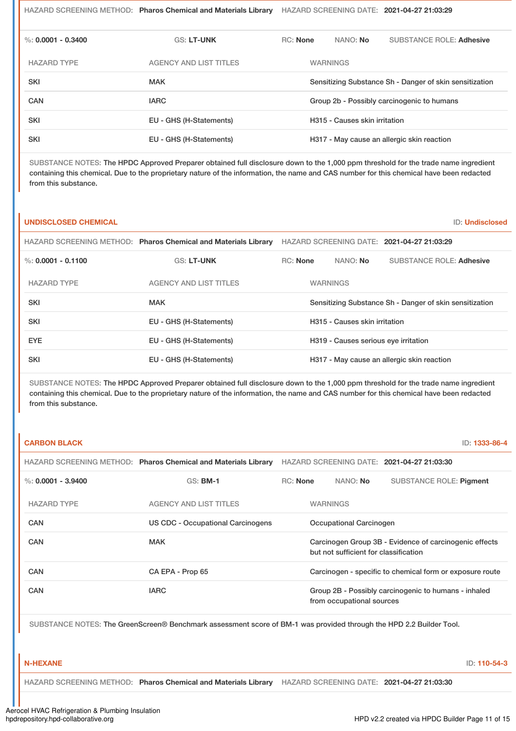HAZARD SCREENING METHOD: **Pharos Chemical and Materials Library** HAZARD SCREENING DATE: **2021-04-27 21:03:29**

%: **0.0001 - 0.3400** GS: **LT-UNK** RC: **None** NANO: **No** SUBSTANCE ROLE: **Adhesive**

| HAZARD TYPE | AGENCY AND LIST TITLES | WARNINGS |
|---|---|---|
| SKI | MAK | Sensitizing Substance Sh - Danger of skin sensitization |
| CAN | IARC | Group 2b - Possibly carcinogenic to humans |
| SKI | EU - GHS (H-Statements) | H315 - Causes skin irritation |
| SKI | EU - GHS (H-Statements) | H317 - May cause an allergic skin reaction |

SUBSTANCE NOTES: The HPDC Approved Preparer obtained full disclosure down to the 1,000 ppm threshold for the trade name ingredient containing this chemical. Due to the proprietary nature of the information, the name and CAS number for this chemical have been redacted from this substance.

## UNDISCLOSED CHEMICAL

ID: **Undisclosed**

HAZARD SCREENING METHOD: **Pharos Chemical and Materials Library** HAZARD SCREENING DATE: **2021-04-27 21:03:29**

%: **0.0001 - 0.1100** GS: **LT-UNK** RC: **None** NANO: **No** SUBSTANCE ROLE: **Adhesive**

| HAZARD TYPE | AGENCY AND LIST TITLES | WARNINGS |
|---|---|---|
| SKI | MAK | Sensitizing Substance Sh - Danger of skin sensitization |
| SKI | EU - GHS (H-Statements) | H315 - Causes skin irritation |
| EYE | EU - GHS (H-Statements) | H319 - Causes serious eye irritation |
| SKI | EU - GHS (H-Statements) | H317 - May cause an allergic skin reaction |

SUBSTANCE NOTES: The HPDC Approved Preparer obtained full disclosure down to the 1,000 ppm threshold for the trade name ingredient containing this chemical. Due to the proprietary nature of the information, the name and CAS number for this chemical have been redacted from this substance.

## CARBON BLACK

ID: **1333-86-4**

HAZARD SCREENING METHOD: **Pharos Chemical and Materials Library** HAZARD SCREENING DATE: **2021-04-27 21:03:30**

%: **0.0001 - 3.9400** GS: **BM-1** RC: **None** NANO: **No** SUBSTANCE ROLE: **Pigment**

| HAZARD TYPE | AGENCY AND LIST TITLES | WARNINGS |
|---|---|---|
| CAN | US CDC - Occupational Carcinogens | Occupational Carcinogen |
| CAN | MAK | Carcinogen Group 3B - Evidence of carcinogenic effects but not sufficient for classification |
| CAN | CA EPA - Prop 65 | Carcinogen - specific to chemical form or exposure route |
| CAN | IARC | Group 2B - Possibly carcinogenic to humans - inhaled from occupational sources |

SUBSTANCE NOTES: The GreenScreen® Benchmark assessment score of BM-1 was provided through the HPD 2.2 Builder Tool.

## N-HEXANE

ID: **110-54-3**

HAZARD SCREENING METHOD: **Pharos Chemical and Materials Library** HAZARD SCREENING DATE: **2021-04-27 21:03:30**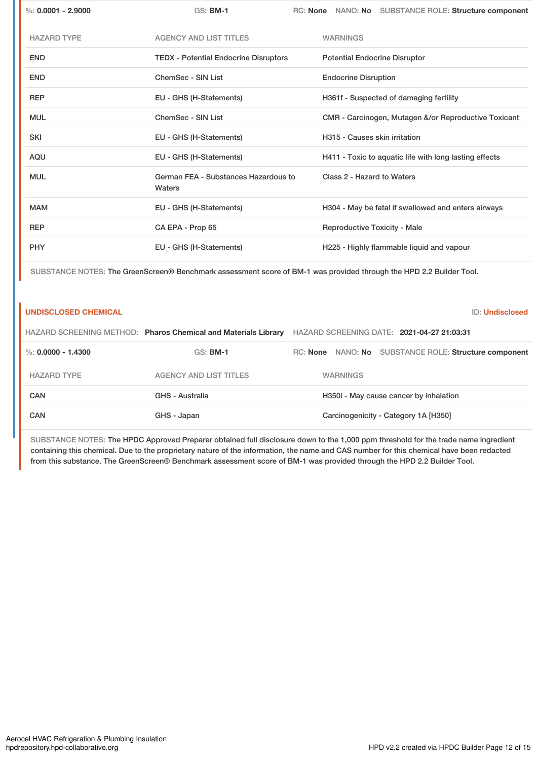%: **0.0001 - 2.9000** | GS: **BM-1** | RC: **None** | NANO: **No** | SUBSTANCE ROLE: **Structure component**

| HAZARD TYPE | AGENCY AND LIST TITLES | WARNINGS |
|---|---|---|
| END | TEDX - Potential Endocrine Disruptors | Potential Endocrine Disruptor |
| END | ChemSec - SIN List | Endocrine Disruption |
| REP | EU - GHS (H-Statements) | H361f - Suspected of damaging fertility |
| MUL | ChemSec - SIN List | CMR - Carcinogen, Mutagen &/or Reproductive Toxicant |
| SKI | EU - GHS (H-Statements) | H315 - Causes skin irritation |
| AQU | EU - GHS (H-Statements) | H411 - Toxic to aquatic life with long lasting effects |
| MUL | German FEA - Substances Hazardous to Waters | Class 2 - Hazard to Waters |
| MAM | EU - GHS (H-Statements) | H304 - May be fatal if swallowed and enters airways |
| REP | CA EPA - Prop 65 | Reproductive Toxicity - Male |
| PHY | EU - GHS (H-Statements) | H225 - Highly flammable liquid and vapour |

SUBSTANCE NOTES: The GreenScreen® Benchmark assessment score of BM-1 was provided through the HPD 2.2 Builder Tool.

## UNDISCLOSED CHEMICAL

ID: **Undisclosed**

HAZARD SCREENING METHOD: **Pharos Chemical and Materials Library** | HAZARD SCREENING DATE: **2021-04-27 21:03:31**

%: **0.0000 - 1.4300** | GS: **BM-1** | RC: **None** | NANO: **No** | SUBSTANCE ROLE: **Structure component**

| HAZARD TYPE | AGENCY AND LIST TITLES | WARNINGS |
|---|---|---|
| CAN | GHS - Australia | H350i - May cause cancer by inhalation |
| CAN | GHS - Japan | Carcinogenicity - Category 1A [H350] |

SUBSTANCE NOTES: The HPDC Approved Preparer obtained full disclosure down to the 1,000 ppm threshold for the trade name ingredient containing this chemical. Due to the proprietary nature of the information, the name and CAS number for this chemical have been redacted from this substance. The GreenScreen® Benchmark assessment score of BM-1 was provided through the HPD 2.2 Builder Tool.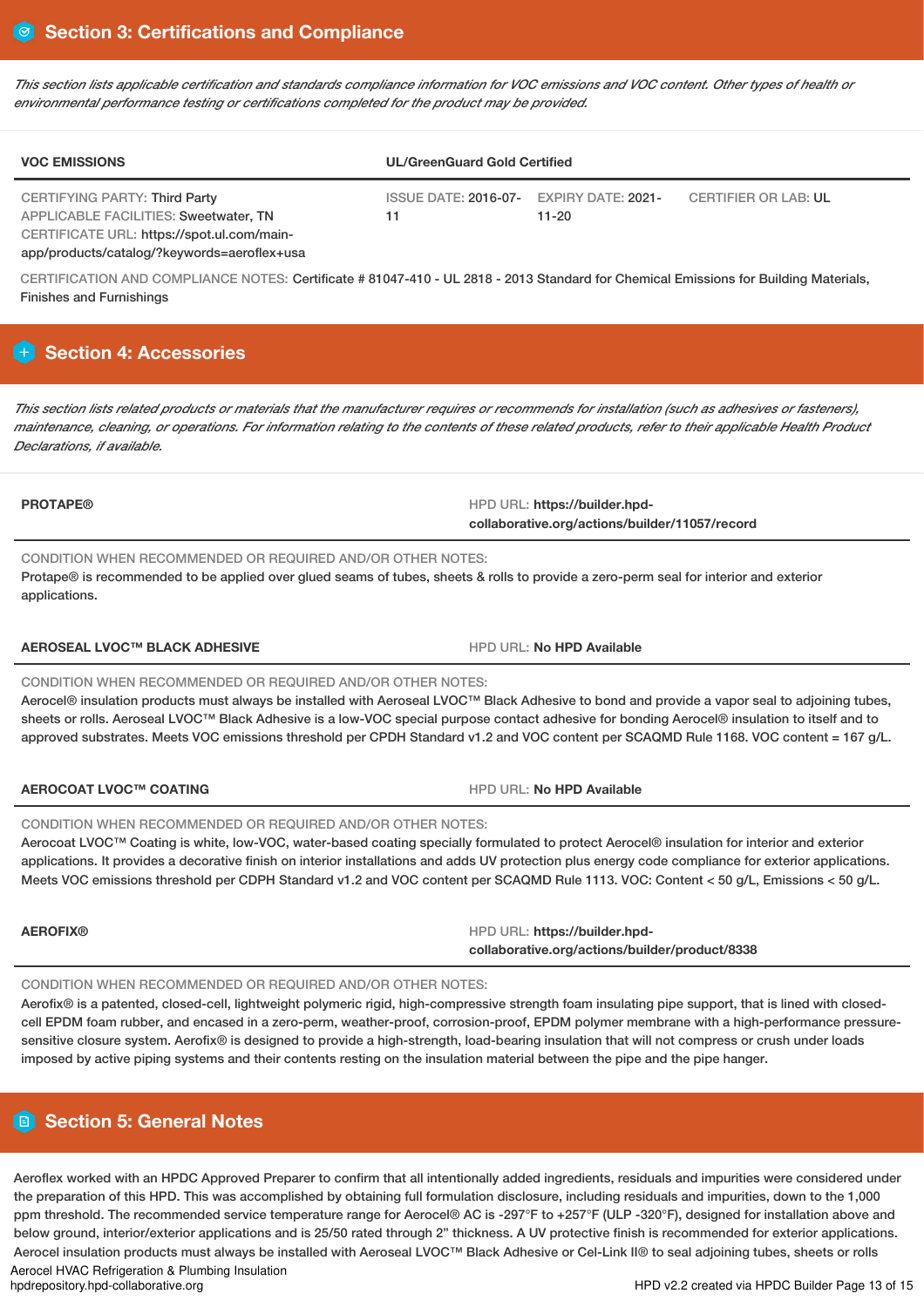## Section 3: Certifications and Compliance

*This section lists applicable certification and standards compliance information for VOC emissions and VOC content. Other types of health or environmental performance testing or certifications completed for the product may be provided.*

| VOC EMISSIONS | UL/GreenGuard Gold Certified | | |
|---|---|---|---|
| CERTIFYING PARTY: Third Party<br>APPLICABLE FACILITIES: Sweetwater, TN<br>CERTIFICATE URL: https://spot.ul.com/main-app/products/catalog/?keywords=aeroflex+usa | ISSUE DATE: 2016-07-11 | EXPIRY DATE: 2021-11-20 | CERTIFIER OR LAB: UL |

CERTIFICATION AND COMPLIANCE NOTES: Certificate # 81047-410 - UL 2818 - 2013 Standard for Chemical Emissions for Building Materials, Finishes and Furnishings

## Section 4: Accessories

*This section lists related products or materials that the manufacturer requires or recommends for installation (such as adhesives or fasteners), maintenance, cleaning, or operations. For information relating to the contents of these related products, refer to their applicable Health Product Declarations, if available.*

**PROTAPE®**

HPD URL: **https://builder.hpd-collaborative.org/actions/builder/11057/record**

CONDITION WHEN RECOMMENDED OR REQUIRED AND/OR OTHER NOTES:
Protape® is recommended to be applied over glued seams of tubes, sheets & rolls to provide a zero-perm seal for interior and exterior applications.

**AEROSEAL LVOC™ BLACK ADHESIVE**

HPD URL: **No HPD Available**

CONDITION WHEN RECOMMENDED OR REQUIRED AND/OR OTHER NOTES:
Aerocel® insulation products must always be installed with Aeroseal LVOC™ Black Adhesive to bond and provide a vapor seal to adjoining tubes, sheets or rolls. Aeroseal LVOC™ Black Adhesive is a low-VOC special purpose contact adhesive for bonding Aerocel® insulation to itself and to approved substrates. Meets VOC emissions threshold per CPDH Standard v1.2 and VOC content per SCAQMD Rule 1168. VOC content = 167 g/L.

**AEROCOAT LVOC™ COATING**

HPD URL: **No HPD Available**

CONDITION WHEN RECOMMENDED OR REQUIRED AND/OR OTHER NOTES:
Aerocoat LVOC™ Coating is white, low-VOC, water-based coating specially formulated to protect Aerocel® insulation for interior and exterior applications. It provides a decorative finish on interior installations and adds UV protection plus energy code compliance for exterior applications. Meets VOC emissions threshold per CDPH Standard v1.2 and VOC content per SCAQMD Rule 1113. VOC: Content < 50 g/L, Emissions < 50 g/L.

**AEROFIX®**

HPD URL: **https://builder.hpd-collaborative.org/actions/builder/product/8338**

CONDITION WHEN RECOMMENDED OR REQUIRED AND/OR OTHER NOTES:
Aerofix® is a patented, closed-cell, lightweight polymeric rigid, high-compressive strength foam insulating pipe support, that is lined with closed-cell EPDM foam rubber, and encased in a zero-perm, weather-proof, corrosion-proof, EPDM polymer membrane with a high-performance pressure-sensitive closure system. Aerofix® is designed to provide a high-strength, load-bearing insulation that will not compress or crush under loads imposed by active piping systems and their contents resting on the insulation material between the pipe and the pipe hanger.

## Section 5: General Notes

Aeroflex worked with an HPDC Approved Preparer to confirm that all intentionally added ingredients, residuals and impurities were considered under the preparation of this HPD. This was accomplished by obtaining full formulation disclosure, including residuals and impurities, down to the 1,000 ppm threshold. The recommended service temperature range for Aerocel® AC is -297°F to +257°F (ULP -320°F), designed for installation above and below ground, interior/exterior applications and is 25/50 rated through 2" thickness. A UV protective finish is recommended for exterior applications. Aerocel insulation products must always be installed with Aeroseal LVOC™ Black Adhesive or Cel-Link II® to seal adjoining tubes, sheets or rolls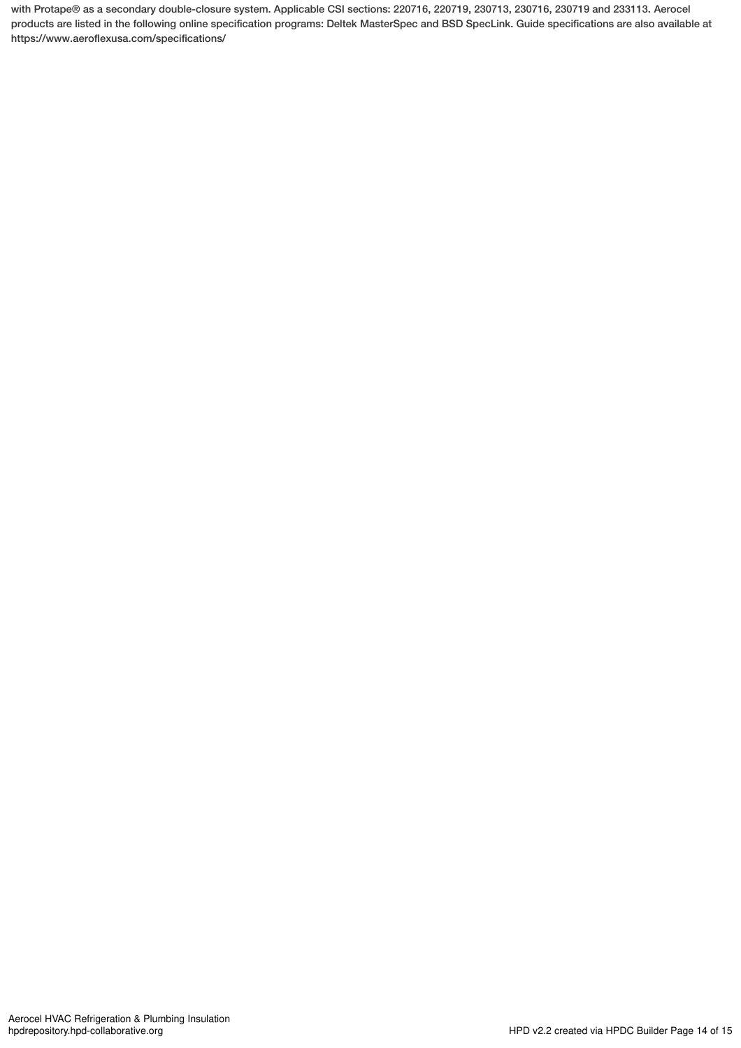with Protape® as a secondary double-closure system. Applicable CSI sections: 220716, 220719, 230713, 230716, 230719 and 233113. Aerocel products are listed in the following online specification programs: Deltek MasterSpec and BSD SpecLink. Guide specifications are also available at https://www.aeroflexusa.com/specifications/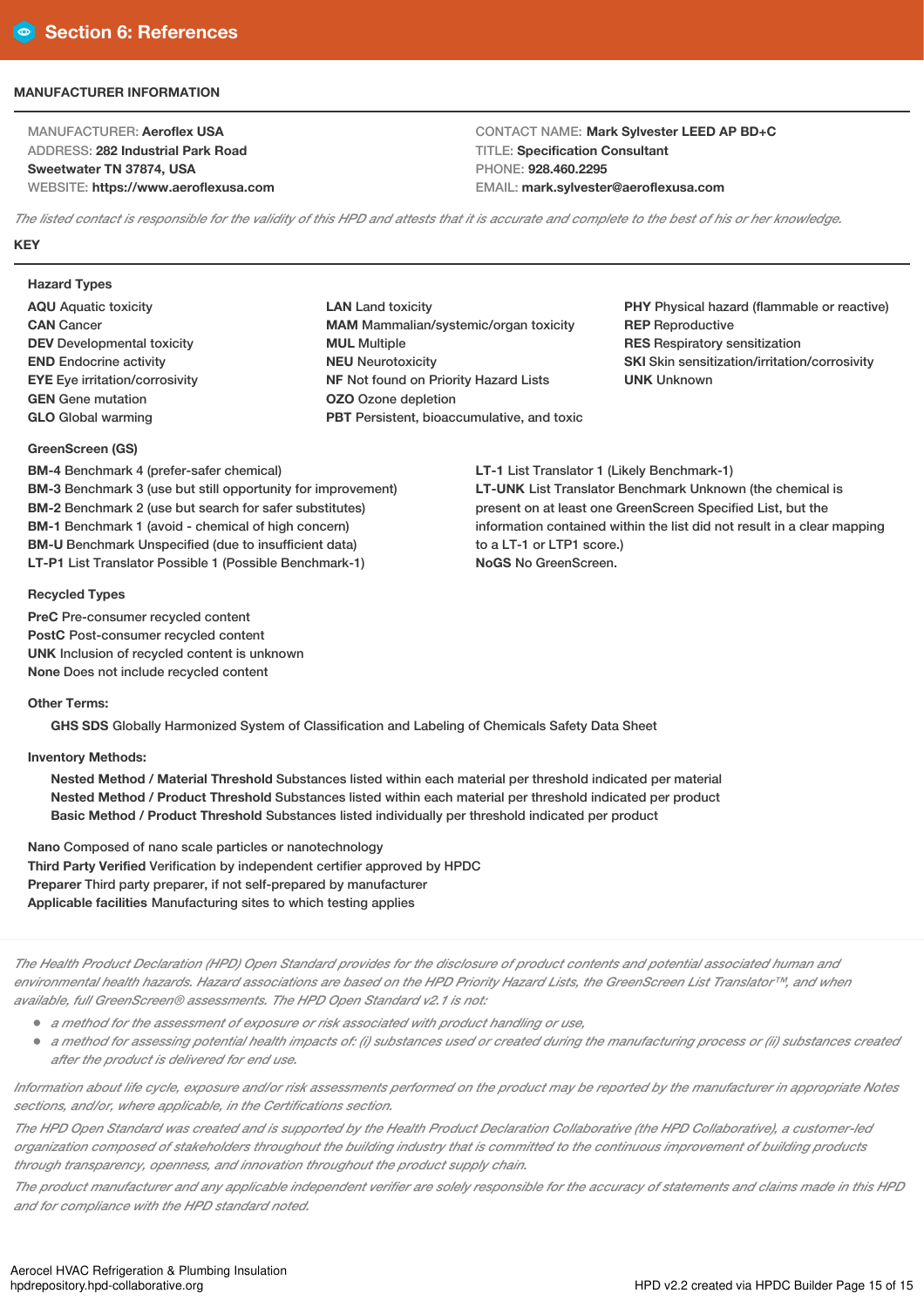# Section 6: References

## MANUFACTURER INFORMATION

MANUFACTURER: **Aeroflex USA**
ADDRESS: **282 Industrial Park Road**
**Sweetwater TN 37874, USA**
WEBSITE: **https://www.aeroflexusa.com**

CONTACT NAME: **Mark Sylvester LEED AP BD+C**
TITLE: **Specification Consultant**
PHONE: **928.460.2295**
EMAIL: **mark.sylvester@aeroflexusa.com**

*The listed contact is responsible for the validity of this HPD and attests that it is accurate and complete to the best of his or her knowledge.*

## KEY

### Hazard Types

**AQU** Aquatic toxicity
**CAN** Cancer
**DEV** Developmental toxicity
**END** Endocrine activity
**EYE** Eye irritation/corrosivity
**GEN** Gene mutation
**GLO** Global warming
**LAN** Land toxicity
**MAM** Mammalian/systemic/organ toxicity
**MUL** Multiple
**NEU** Neurotoxicity
**NF** Not found on Priority Hazard Lists
**OZO** Ozone depletion
**PBT** Persistent, bioaccumulative, and toxic
**PHY** Physical hazard (flammable or reactive)
**REP** Reproductive
**RES** Respiratory sensitization
**SKI** Skin sensitization/irritation/corrosivity
**UNK** Unknown

### GreenScreen (GS)

**BM-4** Benchmark 4 (prefer-safer chemical)
**BM-3** Benchmark 3 (use but still opportunity for improvement)
**BM-2** Benchmark 2 (use but search for safer substitutes)
**BM-1** Benchmark 1 (avoid - chemical of high concern)
**BM-U** Benchmark Unspecified (due to insufficient data)
**LT-P1** List Translator Possible 1 (Possible Benchmark-1)
**LT-1** List Translator 1 (Likely Benchmark-1)
**LT-UNK** List Translator Benchmark Unknown (the chemical is present on at least one GreenScreen Specified List, but the information contained within the list did not result in a clear mapping to a LT-1 or LTP1 score.)
**NoGS** No GreenScreen.

### Recycled Types

**PreC** Pre-consumer recycled content
**PostC** Post-consumer recycled content
**UNK** Inclusion of recycled content is unknown
**None** Does not include recycled content

### Other Terms:

**GHS SDS** Globally Harmonized System of Classification and Labeling of Chemicals Safety Data Sheet

### Inventory Methods:

**Nested Method / Material Threshold** Substances listed within each material per threshold indicated per material
**Nested Method / Product Threshold** Substances listed within each material per threshold indicated per product
**Basic Method / Product Threshold** Substances listed individually per threshold indicated per product

**Nano** Composed of nano scale particles or nanotechnology
**Third Party Verified** Verification by independent certifier approved by HPDC
**Preparer** Third party preparer, if not self-prepared by manufacturer
**Applicable facilities** Manufacturing sites to which testing applies

*The Health Product Declaration (HPD) Open Standard provides for the disclosure of product contents and potential associated human and environmental health hazards. Hazard associations are based on the HPD Priority Hazard Lists, the GreenScreen List Translator™, and when available, full GreenScreen® assessments. The HPD Open Standard v2.1 is not:*

- *a method for the assessment of exposure or risk associated with product handling or use,*
- *a method for assessing potential health impacts of: (i) substances used or created during the manufacturing process or (ii) substances created after the product is delivered for end use.*

*Information about life cycle, exposure and/or risk assessments performed on the product may be reported by the manufacturer in appropriate Notes sections, and/or, where applicable, in the Certifications section.*

*The HPD Open Standard was created and is supported by the Health Product Declaration Collaborative (the HPD Collaborative), a customer-led organization composed of stakeholders throughout the building industry that is committed to the continuous improvement of building products through transparency, openness, and innovation throughout the product supply chain.*

*The product manufacturer and any applicable independent verifier are solely responsible for the accuracy of statements and claims made in this HPD and for compliance with the HPD standard noted.*